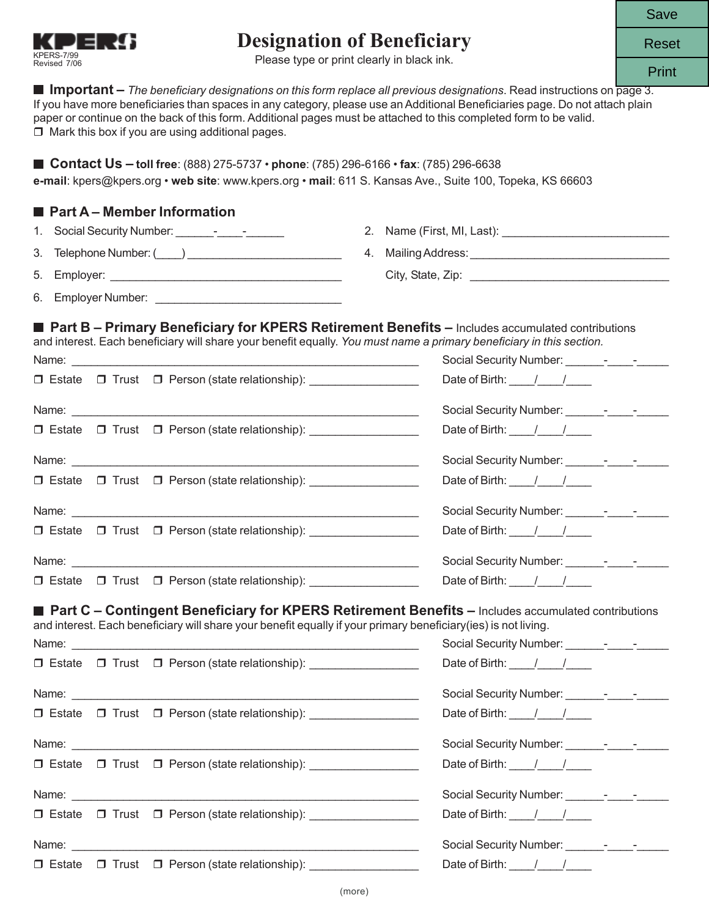KPERS

KPERS-7/99
Revised 7/06

# Designation of Beneficiary

Please type or print clearly in black ink.

Save

Reset

Print

■ **Important –** *The beneficiary designations on this form replace all previous designations.* Read instructions on page 3. If you have more beneficiaries than spaces in any category, please use an Additional Beneficiaries page. Do not attach plain paper or continue on the back of this form. Additional pages must be attached to this completed form to be valid.

❐ Mark this box if you are using additional pages.

■ **Contact Us – toll free**: (888) 275-5737 • **phone**: (785) 296-6166 • **fax**: (785) 296-6638
**e-mail**: kpers@kpers.org • **web site**: www.kpers.org • **mail**: 611 S. Kansas Ave., Suite 100, Topeka, KS 66603

## ■ Part A – Member Information

1. Social Security Number: ______-____-______
2. Name (First, MI, Last): ___________________________
3. Telephone Number: (____) _________________________
4. Mailing Address: _________________________________
   City, State, Zip: _________________________________
5. Employer: _____________________________________
6. Employer Number: ______________________________

## ■ Part B – Primary Beneficiary for KPERS Retirement Benefits – Includes accumulated contributions and interest. Each beneficiary will share your benefit equally. *You must name a primary beneficiary in this section.*

Name: _______________________________________________ Social Security Number: ______-____-______
❐ Estate ❐ Trust ❐ Person (state relationship): ________________ Date of Birth: ____/____/____

Name: _______________________________________________ Social Security Number: ______-____-______
❐ Estate ❐ Trust ❐ Person (state relationship): ________________ Date of Birth: ____/____/____

Name: _______________________________________________ Social Security Number: ______-____-______
❐ Estate ❐ Trust ❐ Person (state relationship): ________________ Date of Birth: ____/____/____

Name: _______________________________________________ Social Security Number: ______-____-______
❐ Estate ❐ Trust ❐ Person (state relationship): ________________ Date of Birth: ____/____/____

Name: _______________________________________________ Social Security Number: ______-____-______
❐ Estate ❐ Trust ❐ Person (state relationship): ________________ Date of Birth: ____/____/____

## ■ Part C – Contingent Beneficiary for KPERS Retirement Benefits – Includes accumulated contributions and interest. Each beneficiary will share your benefit equally if your primary beneficiary(ies) is not living.

Name: _______________________________________________ Social Security Number: ______-____-______
❐ Estate ❐ Trust ❐ Person (state relationship): ________________ Date of Birth: ____/____/____

Name: _______________________________________________ Social Security Number: ______-____-______
❐ Estate ❐ Trust ❐ Person (state relationship): ________________ Date of Birth: ____/____/____

Name: _______________________________________________ Social Security Number: ______-____-______
❐ Estate ❐ Trust ❐ Person (state relationship): ________________ Date of Birth: ____/____/____

Name: _______________________________________________ Social Security Number: ______-____-______
❐ Estate ❐ Trust ❐ Person (state relationship): ________________ Date of Birth: ____/____/____

Name: _______________________________________________ Social Security Number: ______-____-______
❐ Estate ❐ Trust ❐ Person (state relationship): ________________ Date of Birth: ____/____/____

(more)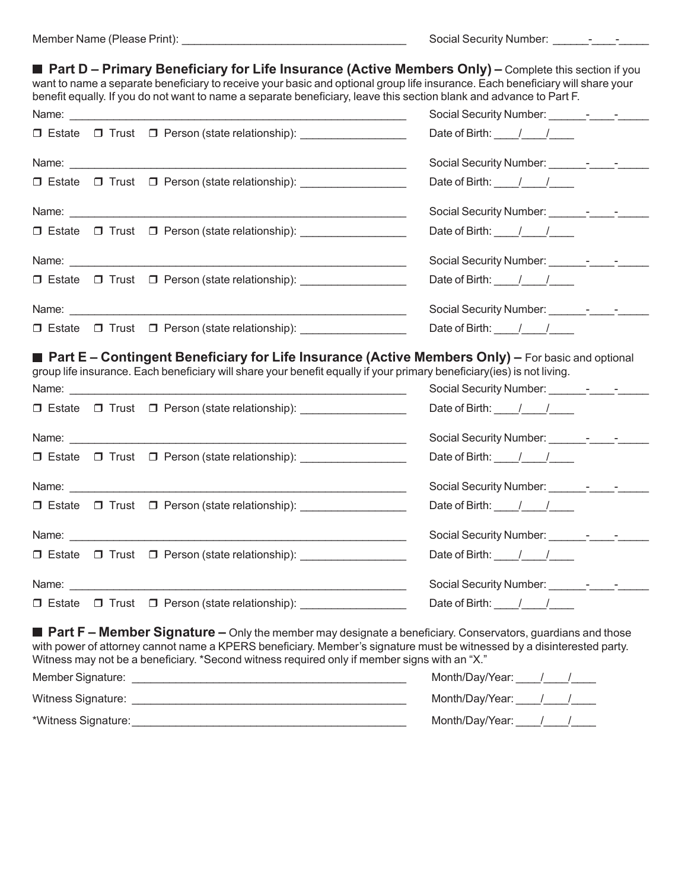Member Name (Please Print): ____________________________________ Social Security Number: ______-____-_____

## Part D – Primary Beneficiary for Life Insurance (Active Members Only) –

Complete this section if you want to name a separate beneficiary to receive your basic and optional group life insurance. Each beneficiary will share your benefit equally. If you do not want to name a separate beneficiary, leave this section blank and advance to Part F.

Name: ________________________________________________________ Social Security Number: ______-____-_____

☐ Estate ☐ Trust ☐ Person (state relationship): ________________ Date of Birth: ____/____/____

Name: ________________________________________________________ Social Security Number: ______-____-_____

☐ Estate ☐ Trust ☐ Person (state relationship): ________________ Date of Birth: ____/____/____

Name: ________________________________________________________ Social Security Number: ______-____-_____

☐ Estate ☐ Trust ☐ Person (state relationship): ________________ Date of Birth: ____/____/____

Name: ________________________________________________________ Social Security Number: ______-____-_____

☐ Estate ☐ Trust ☐ Person (state relationship): ________________ Date of Birth: ____/____/____

Name: ________________________________________________________ Social Security Number: ______-____-_____

☐ Estate ☐ Trust ☐ Person (state relationship): ________________ Date of Birth: ____/____/____

## Part E – Contingent Beneficiary for Life Insurance (Active Members Only) –

For basic and optional group life insurance. Each beneficiary will share your benefit equally if your primary beneficiary(ies) is not living.

Name: ________________________________________________________ Social Security Number: ______-____-_____

☐ Estate ☐ Trust ☐ Person (state relationship): ________________ Date of Birth: ____/____/____

Name: ________________________________________________________ Social Security Number: ______-____-_____

☐ Estate ☐ Trust ☐ Person (state relationship): ________________ Date of Birth: ____/____/____

Name: ________________________________________________________ Social Security Number: ______-____-_____

☐ Estate ☐ Trust ☐ Person (state relationship): ________________ Date of Birth: ____/____/____

Name: ________________________________________________________ Social Security Number: ______-____-_____

☐ Estate ☐ Trust ☐ Person (state relationship): ________________ Date of Birth: ____/____/____

Name: ________________________________________________________ Social Security Number: ______-____-_____

☐ Estate ☐ Trust ☐ Person (state relationship): ________________ Date of Birth: ____/____/____

## Part F – Member Signature –

Only the member may designate a beneficiary. Conservators, guardians and those with power of attorney cannot name a KPERS beneficiary. Member's signature must be witnessed by a disinterested party. Witness may not be a beneficiary. *Second witness required only if member signs with an "X."

Member Signature: ____________________________________________ Month/Day/Year: ____/____/____

Witness Signature: ____________________________________________ Month/Day/Year: ____/____/____

*Witness Signature: ____________________________________________ Month/Day/Year: ____/____/____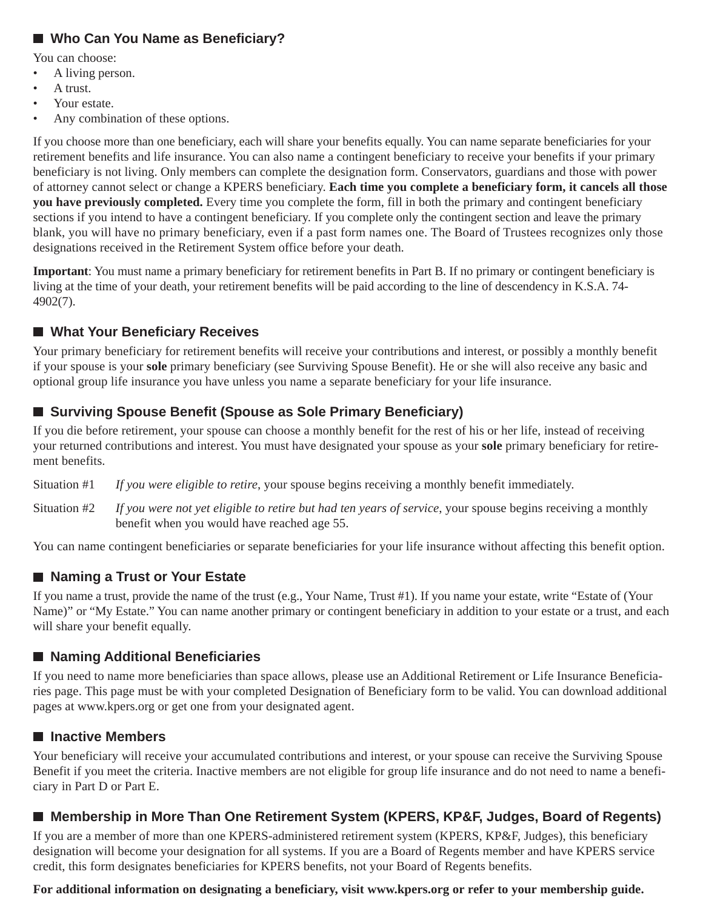## Who Can You Name as Beneficiary?

You can choose:

- A living person.
- A trust.
- Your estate.
- Any combination of these options.

If you choose more than one beneficiary, each will share your benefits equally. You can name separate beneficiaries for your retirement benefits and life insurance. You can also name a contingent beneficiary to receive your benefits if your primary beneficiary is not living. Only members can complete the designation form. Conservators, guardians and those with power of attorney cannot select or change a KPERS beneficiary. **Each time you complete a beneficiary form, it cancels all those you have previously completed.** Every time you complete the form, fill in both the primary and contingent beneficiary sections if you intend to have a contingent beneficiary. If you complete only the contingent section and leave the primary blank, you will have no primary beneficiary, even if a past form names one. The Board of Trustees recognizes only those designations received in the Retirement System office before your death.

**Important**: You must name a primary beneficiary for retirement benefits in Part B. If no primary or contingent beneficiary is living at the time of your death, your retirement benefits will be paid according to the line of descendency in K.S.A. 74-4902(7).

## What Your Beneficiary Receives

Your primary beneficiary for retirement benefits will receive your contributions and interest, or possibly a monthly benefit if your spouse is your **sole** primary beneficiary (see Surviving Spouse Benefit). He or she will also receive any basic and optional group life insurance you have unless you name a separate beneficiary for your life insurance.

## Surviving Spouse Benefit (Spouse as Sole Primary Beneficiary)

If you die before retirement, your spouse can choose a monthly benefit for the rest of his or her life, instead of receiving your returned contributions and interest. You must have designated your spouse as your **sole** primary beneficiary for retirement benefits.

Situation #1 — *If you were eligible to retire*, your spouse begins receiving a monthly benefit immediately.

Situation #2 — *If you were not yet eligible to retire but had ten years of service*, your spouse begins receiving a monthly benefit when you would have reached age 55.

You can name contingent beneficiaries or separate beneficiaries for your life insurance without affecting this benefit option.

## Naming a Trust or Your Estate

If you name a trust, provide the name of the trust (e.g., Your Name, Trust #1). If you name your estate, write "Estate of (Your Name)" or "My Estate." You can name another primary or contingent beneficiary in addition to your estate or a trust, and each will share your benefit equally.

## Naming Additional Beneficiaries

If you need to name more beneficiaries than space allows, please use an Additional Retirement or Life Insurance Beneficiaries page. This page must be with your completed Designation of Beneficiary form to be valid. You can download additional pages at www.kpers.org or get one from your designated agent.

## Inactive Members

Your beneficiary will receive your accumulated contributions and interest, or your spouse can receive the Surviving Spouse Benefit if you meet the criteria. Inactive members are not eligible for group life insurance and do not need to name a beneficiary in Part D or Part E.

## Membership in More Than One Retirement System (KPERS, KP&F, Judges, Board of Regents)

If you are a member of more than one KPERS-administered retirement system (KPERS, KP&F, Judges), this beneficiary designation will become your designation for all systems. If you are a Board of Regents member and have KPERS service credit, this form designates beneficiaries for KPERS benefits, not your Board of Regents benefits.

**For additional information on designating a beneficiary, visit www.kpers.org or refer to your membership guide.**